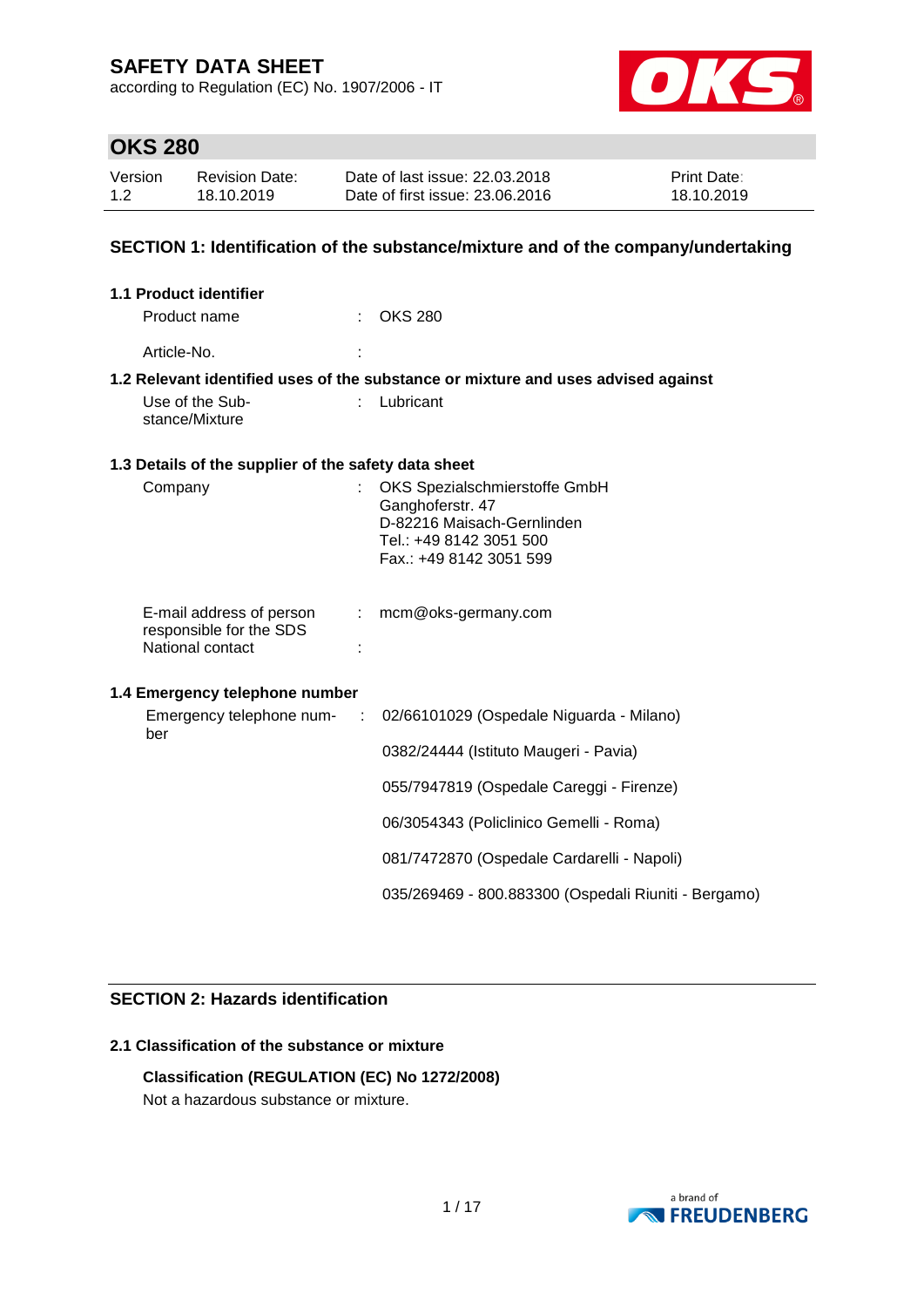# SAFETY DATA SHEET

according to Regulation (EC) No. 1907/2006 - IT

## OKS 280

| Version | Revision Date: | Date of last issue: 22.03.2018 | Print Date: |
|---|---|---|---|
| 1.2 | 18.10.2019 | Date of first issue: 23.06.2016 | 18.10.2019 |

## SECTION 1: Identification of the substance/mixture and of the company/undertaking

### 1.1 Product identifier

Product name : OKS 280

Article-No. :

### 1.2 Relevant identified uses of the substance or mixture and uses advised against

Use of the Substance/Mixture : Lubricant

### 1.3 Details of the supplier of the safety data sheet

Company : OKS Spezialschmierstoffe GmbH
Ganghoferstr. 47
D-82216 Maisach-Gernlinden
Tel.: +49 8142 3051 500
Fax.: +49 8142 3051 599

E-mail address of person responsible for the SDS : mcm@oks-germany.com

National contact :

### 1.4 Emergency telephone number

Emergency telephone number :

02/66101029 (Ospedale Niguarda - Milano)

0382/24444 (Istituto Maugeri - Pavia)

055/7947819 (Ospedale Careggi - Firenze)

06/3054343 (Policlinico Gemelli - Roma)

081/7472870 (Ospedale Cardarelli - Napoli)

035/269469 - 800.883300 (Ospedali Riuniti - Bergamo)

## SECTION 2: Hazards identification

### 2.1 Classification of the substance or mixture

**Classification (REGULATION (EC) No 1272/2008)**

Not a hazardous substance or mixture.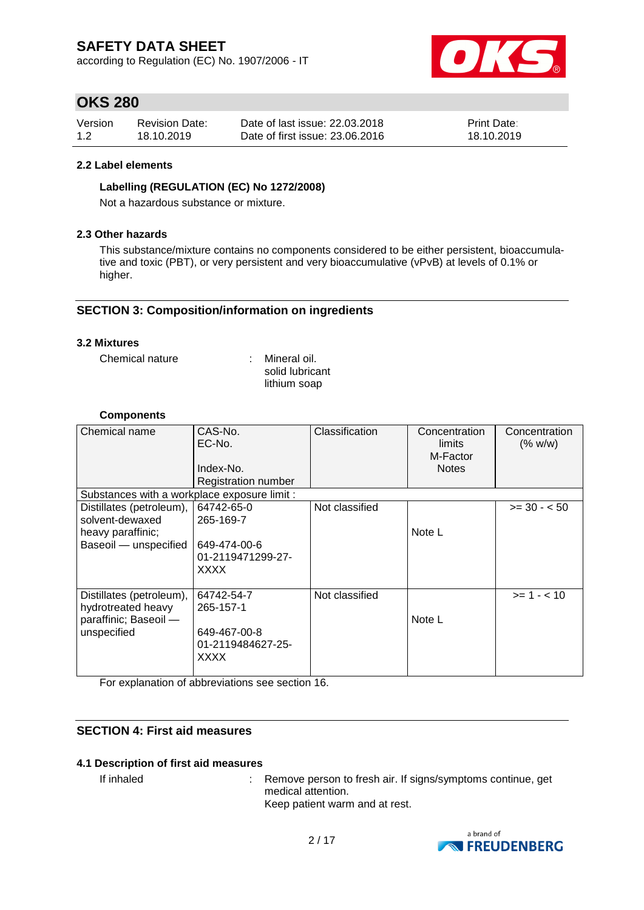#### 2.2 Label elements

**Labelling (REGULATION (EC) No 1272/2008)**

Not a hazardous substance or mixture.

#### 2.3 Other hazards

This substance/mixture contains no components considered to be either persistent, bioaccumulative and toxic (PBT), or very persistent and very bioaccumulative (vPvB) at levels of 0.1% or higher.

## SECTION 3: Composition/information on ingredients

#### 3.2 Mixtures

Chemical nature : Mineral oil.
solid lubricant
lithium soap

**Components**

| Chemical name | CAS-No.<br>EC-No.<br><br>Index-No.<br>Registration number | Classification | Concentration limits<br>M-Factor<br>Notes | Concentration (% w/w) |
|---|---|---|---|---|
| Substances with a workplace exposure limit : | | | | |
| Distillates (petroleum), solvent-dewaxed heavy paraffinic; Baseoil — unspecified | 64742-65-0<br>265-169-7<br><br>649-474-00-6<br>01-2119471299-27-XXXX | Not classified | Note L | >= 30 - < 50 |
| Distillates (petroleum), hydrotreated heavy paraffinic; Baseoil — unspecified | 64742-54-7<br>265-157-1<br><br>649-467-00-8<br>01-2119484627-25-XXXX | Not classified | Note L | >= 1 - < 10 |

For explanation of abbreviations see section 16.

## SECTION 4: First aid measures

#### 4.1 Description of first aid measures

If inhaled : Remove person to fresh air. If signs/symptoms continue, get medical attention.
Keep patient warm and at rest.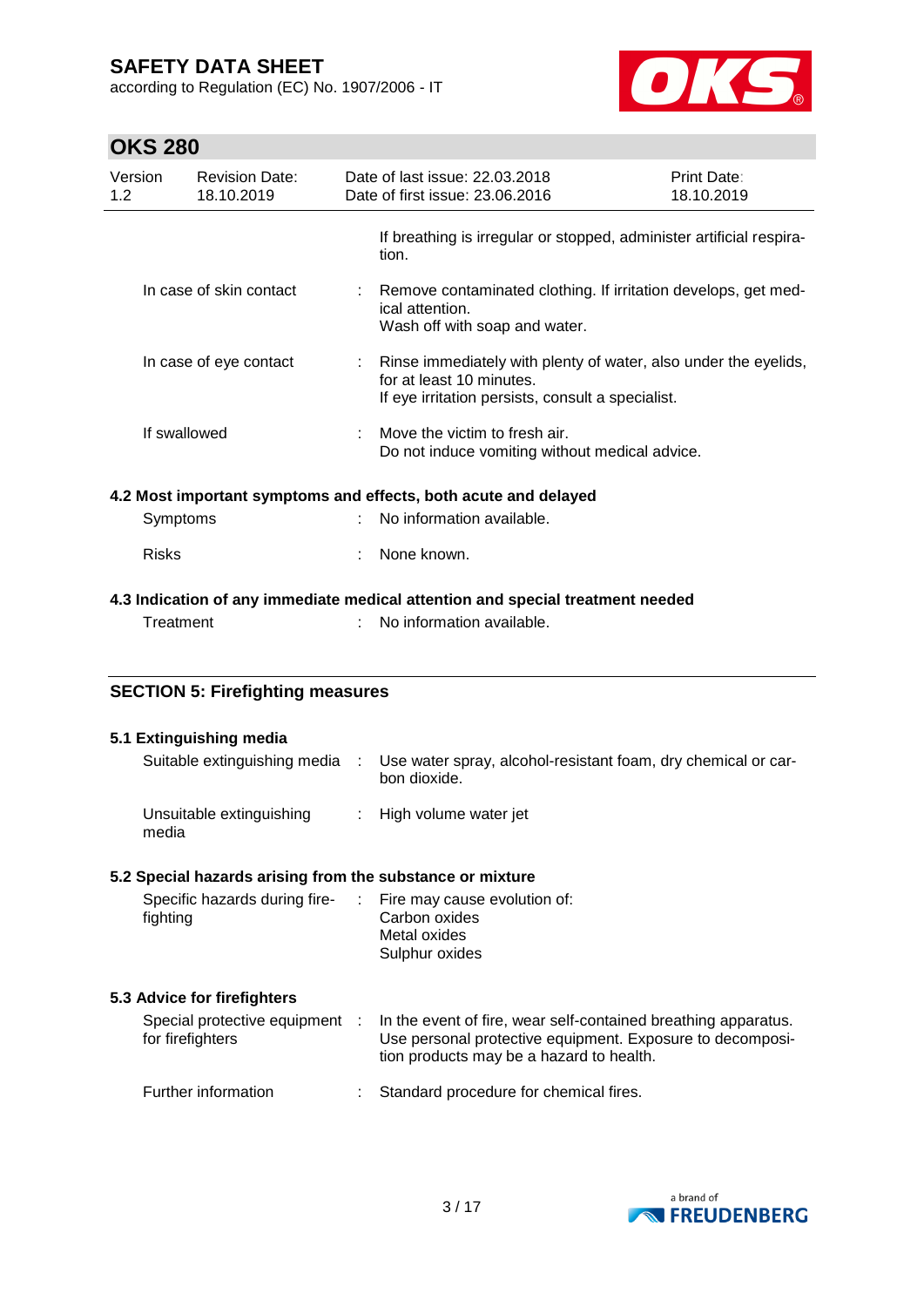|  |  |
|---|---|
|  | If breathing is irregular or stopped, administer artificial respiration. |
| In case of skin contact | Remove contaminated clothing. If irritation develops, get medical attention.<br>Wash off with soap and water. |
| In case of eye contact | Rinse immediately with plenty of water, also under the eyelids, for at least 10 minutes.<br>If eye irritation persists, consult a specialist. |
| If swallowed | Move the victim to fresh air.<br>Do not induce vomiting without medical advice. |

### 4.2 Most important symptoms and effects, both acute and delayed

| | |
|---|---|
| Symptoms | No information available. |
| Risks | None known. |

### 4.3 Indication of any immediate medical attention and special treatment needed

| | |
|---|---|
| Treatment | No information available. |

## SECTION 5: Firefighting measures

### 5.1 Extinguishing media

| | |
|---|---|
| Suitable extinguishing media | Use water spray, alcohol-resistant foam, dry chemical or carbon dioxide. |
| Unsuitable extinguishing media | High volume water jet |

### 5.2 Special hazards arising from the substance or mixture

| | |
|---|---|
| Specific hazards during firefighting | Fire may cause evolution of:<br>Carbon oxides<br>Metal oxides<br>Sulphur oxides |

### 5.3 Advice for firefighters

| | |
|---|---|
| Special protective equipment for firefighters | In the event of fire, wear self-contained breathing apparatus. Use personal protective equipment. Exposure to decomposition products may be a hazard to health. |
| Further information | Standard procedure for chemical fires. |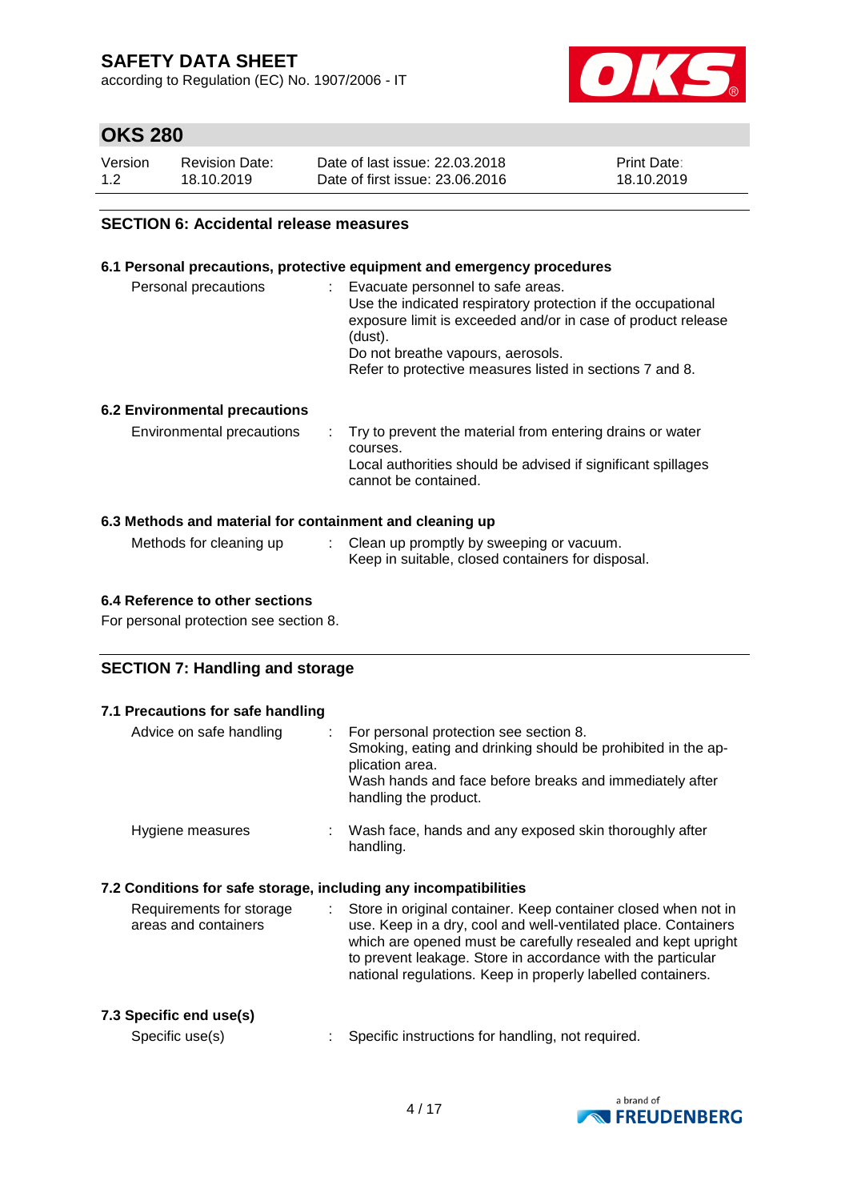## SECTION 6: Accidental release measures

### 6.1 Personal precautions, protective equipment and emergency procedures

| | | |
|---|---|---|
| Personal precautions | : | Evacuate personnel to safe areas.<br>Use the indicated respiratory protection if the occupational exposure limit is exceeded and/or in case of product release (dust).<br>Do not breathe vapours, aerosols.<br>Refer to protective measures listed in sections 7 and 8. |

### 6.2 Environmental precautions

| | | |
|---|---|---|
| Environmental precautions | : | Try to prevent the material from entering drains or water courses.<br>Local authorities should be advised if significant spillages cannot be contained. |

### 6.3 Methods and material for containment and cleaning up

| | | |
|---|---|---|
| Methods for cleaning up | : | Clean up promptly by sweeping or vacuum.<br>Keep in suitable, closed containers for disposal. |

### 6.4 Reference to other sections

For personal protection see section 8.

## SECTION 7: Handling and storage

### 7.1 Precautions for safe handling

| | | |
|---|---|---|
| Advice on safe handling | : | For personal protection see section 8.<br>Smoking, eating and drinking should be prohibited in the application area.<br>Wash hands and face before breaks and immediately after handling the product. |
| Hygiene measures | : | Wash face, hands and any exposed skin thoroughly after handling. |

### 7.2 Conditions for safe storage, including any incompatibilities

| | | |
|---|---|---|
| Requirements for storage areas and containers | : | Store in original container. Keep container closed when not in use. Keep in a dry, cool and well-ventilated place. Containers which are opened must be carefully resealed and kept upright to prevent leakage. Store in accordance with the particular national regulations. Keep in properly labelled containers. |

### 7.3 Specific end use(s)

| | | |
|---|---|---|
| Specific use(s) | : | Specific instructions for handling, not required. |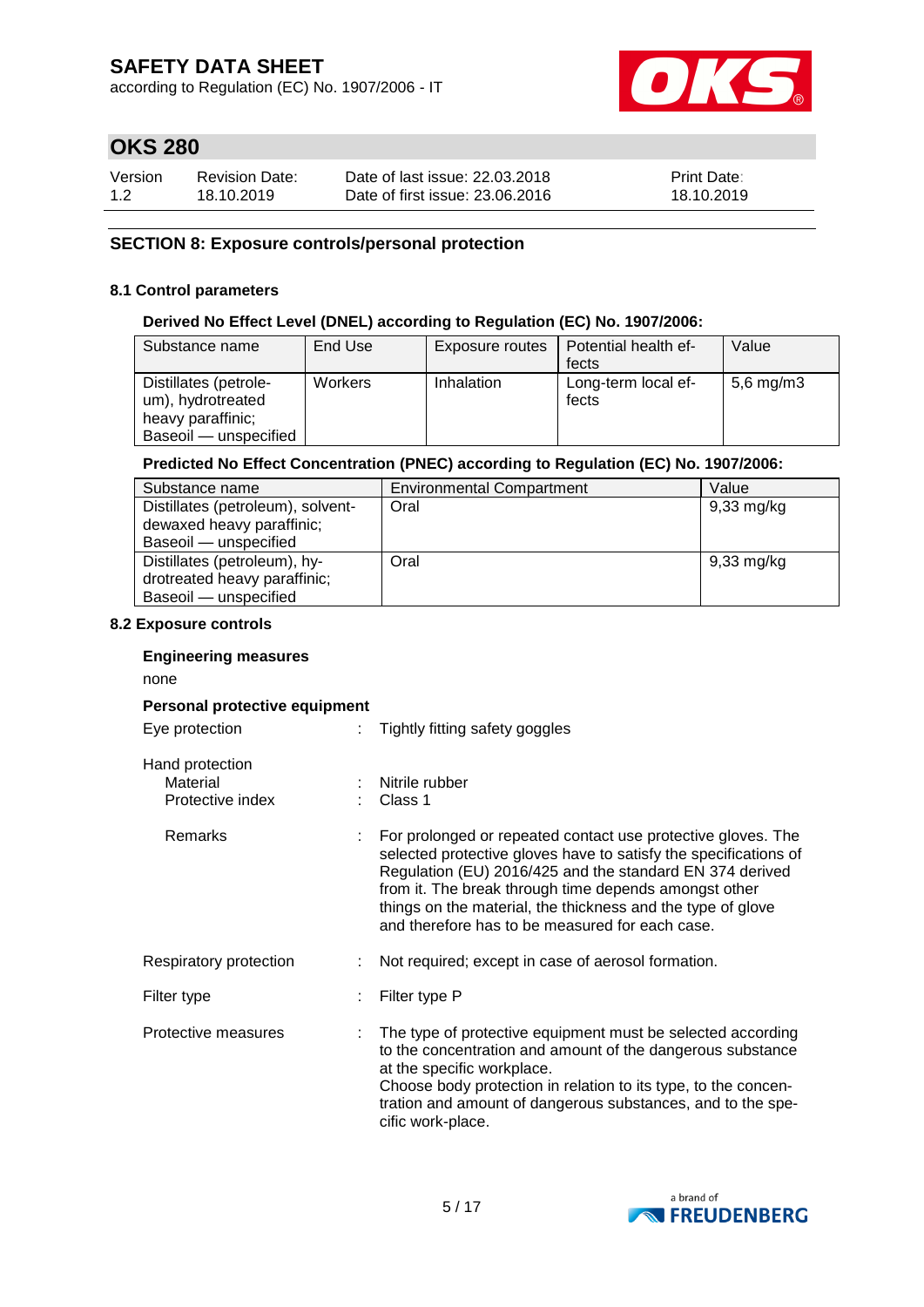## SECTION 8: Exposure controls/personal protection

### 8.1 Control parameters

**Derived No Effect Level (DNEL) according to Regulation (EC) No. 1907/2006:**

| Substance name | End Use | Exposure routes | Potential health effects | Value |
|---|---|---|---|---|
| Distillates (petroleum), hydrotreated heavy paraffinic; Baseoil — unspecified | Workers | Inhalation | Long-term local effects | 5,6 mg/m3 |

**Predicted No Effect Concentration (PNEC) according to Regulation (EC) No. 1907/2006:**

| Substance name | Environmental Compartment | Value |
|---|---|---|
| Distillates (petroleum), solvent-dewaxed heavy paraffinic; Baseoil — unspecified | Oral | 9,33 mg/kg |
| Distillates (petroleum), hydrotreated heavy paraffinic; Baseoil — unspecified | Oral | 9,33 mg/kg |

### 8.2 Exposure controls

**Engineering measures**

none

**Personal protective equipment**

Eye protection : Tightly fitting safety goggles

Hand protection
- Material : Nitrile rubber
- Protective index : Class 1
- Remarks : For prolonged or repeated contact use protective gloves. The selected protective gloves have to satisfy the specifications of Regulation (EU) 2016/425 and the standard EN 374 derived from it. The break through time depends amongst other things on the material, the thickness and the type of glove and therefore has to be measured for each case.

Respiratory protection : Not required; except in case of aerosol formation.

Filter type : Filter type P

Protective measures : The type of protective equipment must be selected according to the concentration and amount of the dangerous substance at the specific workplace.
Choose body protection in relation to its type, to the concentration and amount of dangerous substances, and to the specific work-place.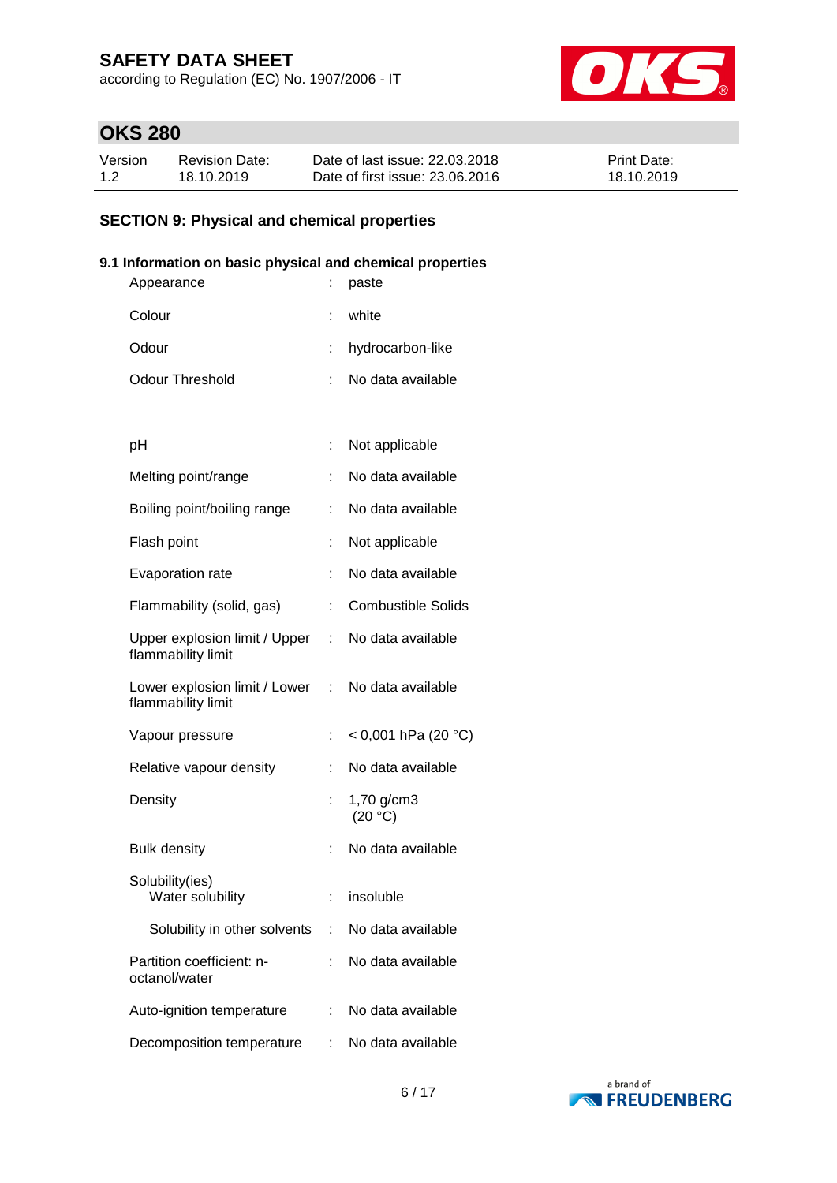## SECTION 9: Physical and chemical properties

### 9.1 Information on basic physical and chemical properties

| Property | | Value |
|---|---|---|
| Appearance | : | paste |
| Colour | : | white |
| Odour | : | hydrocarbon-like |
| Odour Threshold | : | No data available |
| pH | : | Not applicable |
| Melting point/range | : | No data available |
| Boiling point/boiling range | : | No data available |
| Flash point | : | Not applicable |
| Evaporation rate | : | No data available |
| Flammability (solid, gas) | : | Combustible Solids |
| Upper explosion limit / Upper flammability limit | : | No data available |
| Lower explosion limit / Lower flammability limit | : | No data available |
| Vapour pressure | : | < 0,001 hPa (20 °C) |
| Relative vapour density | : | No data available |
| Density | : | 1,70 g/cm3 (20 °C) |
| Bulk density | : | No data available |
| Solubility(ies) | | |
| Water solubility | : | insoluble |
| Solubility in other solvents | : | No data available |
| Partition coefficient: n-octanol/water | : | No data available |
| Auto-ignition temperature | : | No data available |
| Decomposition temperature | : | No data available |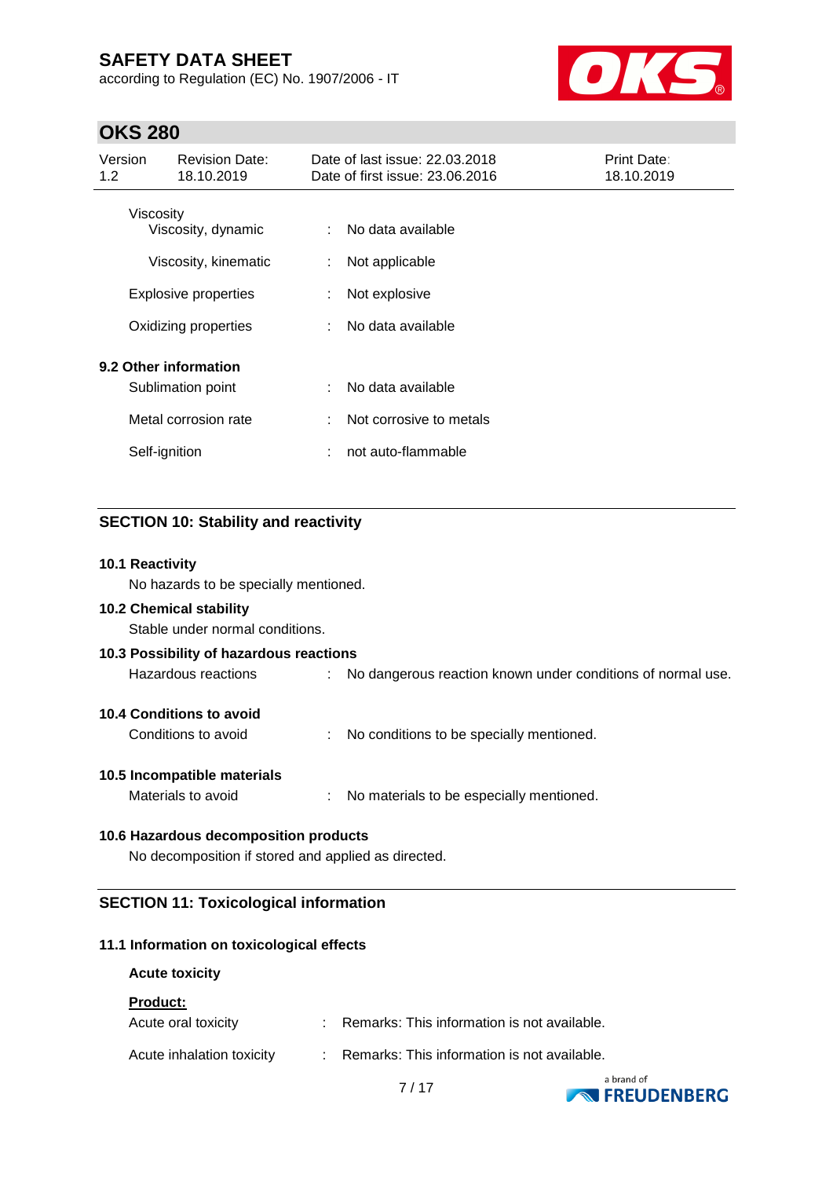Viscosity

| | | |
|---|---|---|
| Viscosity, dynamic | : | No data available |
| Viscosity, kinematic | : | Not applicable |
| Explosive properties | : | Not explosive |
| Oxidizing properties | : | No data available |

**9.2 Other information**

| | | |
|---|---|---|
| Sublimation point | : | No data available |
| Metal corrosion rate | : | Not corrosive to metals |
| Self-ignition | : | not auto-flammable |

## SECTION 10: Stability and reactivity

**10.1 Reactivity**

No hazards to be specially mentioned.

**10.2 Chemical stability**

Stable under normal conditions.

**10.3 Possibility of hazardous reactions**

Hazardous reactions : No dangerous reaction known under conditions of normal use.

**10.4 Conditions to avoid**

Conditions to avoid : No conditions to be specially mentioned.

**10.5 Incompatible materials**

Materials to avoid : No materials to be especially mentioned.

**10.6 Hazardous decomposition products**

No decomposition if stored and applied as directed.

## SECTION 11: Toxicological information

**11.1 Information on toxicological effects**

**Acute toxicity**

**Product:**

| | | |
|---|---|---|
| Acute oral toxicity | : | Remarks: This information is not available. |
| Acute inhalation toxicity | : | Remarks: This information is not available. |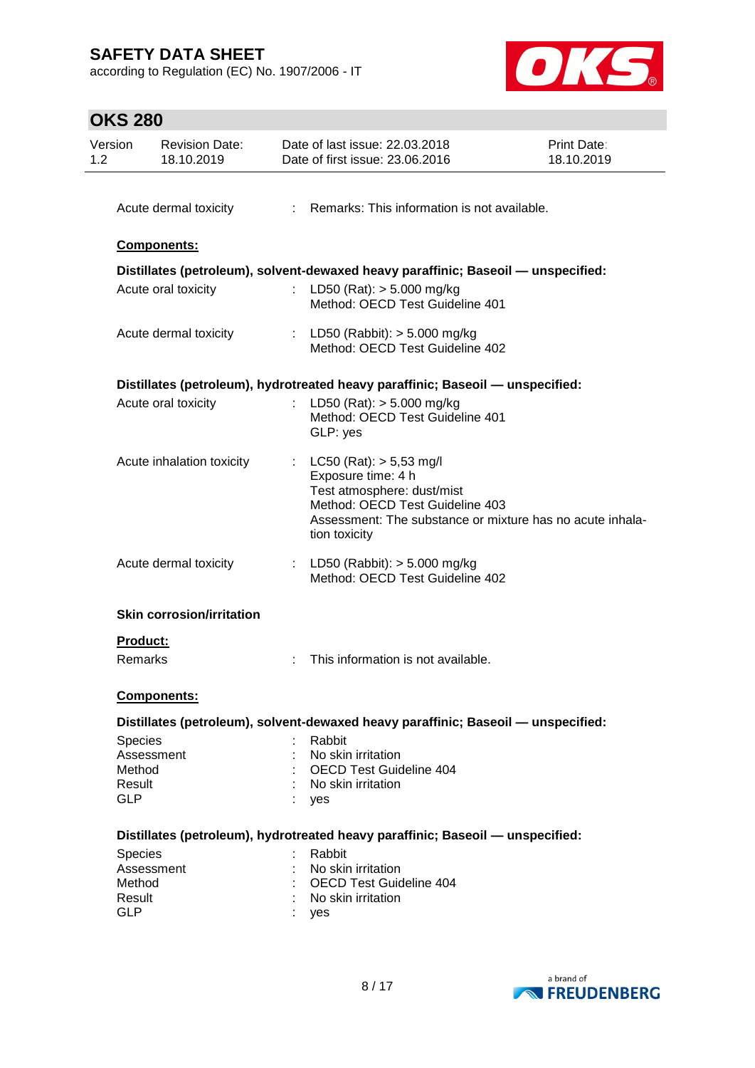Acute dermal toxicity : Remarks: This information is not available.

**Components:**

**Distillates (petroleum), solvent-dewaxed heavy paraffinic; Baseoil — unspecified:**

Acute oral toxicity : LD50 (Rat): > 5.000 mg/kg
Method: OECD Test Guideline 401

Acute dermal toxicity : LD50 (Rabbit): > 5.000 mg/kg
Method: OECD Test Guideline 402

**Distillates (petroleum), hydrotreated heavy paraffinic; Baseoil — unspecified:**

Acute oral toxicity : LD50 (Rat): > 5.000 mg/kg
Method: OECD Test Guideline 401
GLP: yes

Acute inhalation toxicity : LC50 (Rat): > 5,53 mg/l
Exposure time: 4 h
Test atmosphere: dust/mist
Method: OECD Test Guideline 403
Assessment: The substance or mixture has no acute inhalation toxicity

Acute dermal toxicity : LD50 (Rabbit): > 5.000 mg/kg
Method: OECD Test Guideline 402

**Skin corrosion/irritation**

**Product:**

Remarks : This information is not available.

**Components:**

**Distillates (petroleum), solvent-dewaxed heavy paraffinic; Baseoil — unspecified:**

Species : Rabbit
Assessment : No skin irritation
Method : OECD Test Guideline 404
Result : No skin irritation
GLP : yes

**Distillates (petroleum), hydrotreated heavy paraffinic; Baseoil — unspecified:**

Species : Rabbit
Assessment : No skin irritation
Method : OECD Test Guideline 404
Result : No skin irritation
GLP : yes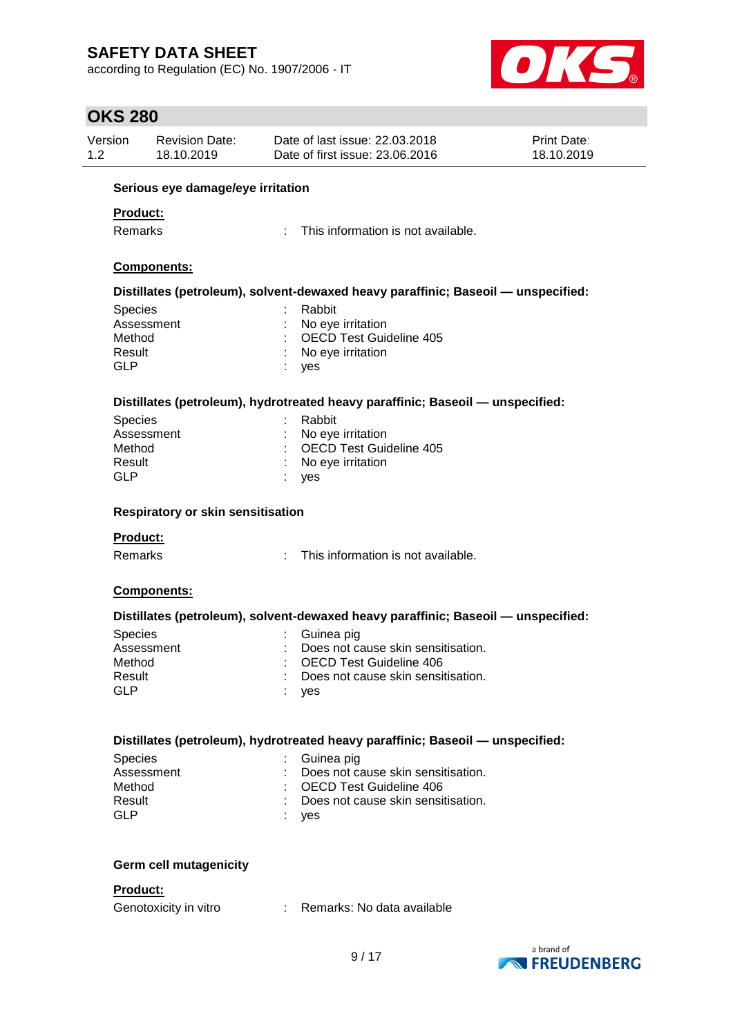### Serious eye damage/eye irritation

**Product:**

Remarks : This information is not available.

**Components:**

**Distillates (petroleum), solvent-dewaxed heavy paraffinic; Baseoil — unspecified:**

Species : Rabbit
Assessment : No eye irritation
Method : OECD Test Guideline 405
Result : No eye irritation
GLP : yes

**Distillates (petroleum), hydrotreated heavy paraffinic; Baseoil — unspecified:**

Species : Rabbit
Assessment : No eye irritation
Method : OECD Test Guideline 405
Result : No eye irritation
GLP : yes

### Respiratory or skin sensitisation

**Product:**

Remarks : This information is not available.

**Components:**

**Distillates (petroleum), solvent-dewaxed heavy paraffinic; Baseoil — unspecified:**

Species : Guinea pig
Assessment : Does not cause skin sensitisation.
Method : OECD Test Guideline 406
Result : Does not cause skin sensitisation.
GLP : yes

**Distillates (petroleum), hydrotreated heavy paraffinic; Baseoil — unspecified:**

Species : Guinea pig
Assessment : Does not cause skin sensitisation.
Method : OECD Test Guideline 406
Result : Does not cause skin sensitisation.
GLP : yes

### Germ cell mutagenicity

**Product:**

Genotoxicity in vitro : Remarks: No data available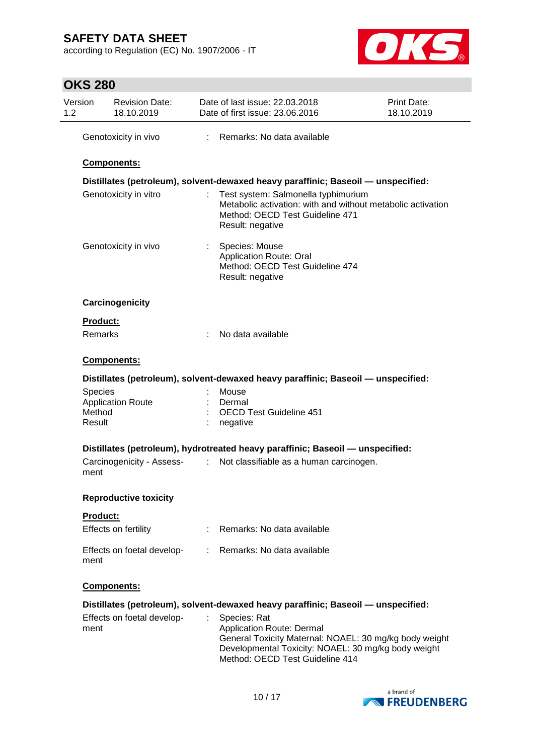Genotoxicity in vivo : Remarks: No data available

**Components:**

**Distillates (petroleum), solvent-dewaxed heavy paraffinic; Baseoil — unspecified:**

Genotoxicity in vitro : Test system: Salmonella typhimurium
Metabolic activation: with and without metabolic activation
Method: OECD Test Guideline 471
Result: negative

Genotoxicity in vivo : Species: Mouse
Application Route: Oral
Method: OECD Test Guideline 474
Result: negative

**Carcinogenicity**

**Product:**

Remarks : No data available

**Components:**

**Distillates (petroleum), solvent-dewaxed heavy paraffinic; Baseoil — unspecified:**

Species : Mouse
Application Route : Dermal
Method : OECD Test Guideline 451
Result : negative

**Distillates (petroleum), hydrotreated heavy paraffinic; Baseoil — unspecified:**

Carcinogenicity - Assessment : Not classifiable as a human carcinogen.

**Reproductive toxicity**

**Product:**

Effects on fertility : Remarks: No data available

Effects on foetal development : Remarks: No data available

**Components:**

**Distillates (petroleum), solvent-dewaxed heavy paraffinic; Baseoil — unspecified:**

Effects on foetal development : Species: Rat
Application Route: Dermal
General Toxicity Maternal: NOAEL: 30 mg/kg body weight
Developmental Toxicity: NOAEL: 30 mg/kg body weight
Method: OECD Test Guideline 414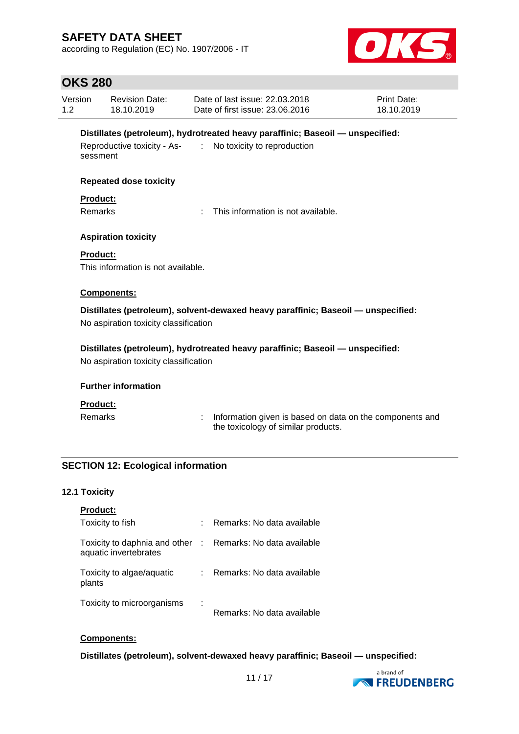**Distillates (petroleum), hydrotreated heavy paraffinic; Baseoil — unspecified:**

Reproductive toxicity - Assessment : No toxicity to reproduction

**Repeated dose toxicity**

**Product:**

Remarks : This information is not available.

**Aspiration toxicity**

**Product:**

This information is not available.

**Components:**

**Distillates (petroleum), solvent-dewaxed heavy paraffinic; Baseoil — unspecified:**

No aspiration toxicity classification

**Distillates (petroleum), hydrotreated heavy paraffinic; Baseoil — unspecified:**

No aspiration toxicity classification

**Further information**

**Product:**

Remarks : Information given is based on data on the components and the toxicology of similar products.

## SECTION 12: Ecological information

### 12.1 Toxicity

**Product:**

Toxicity to fish : Remarks: No data available

Toxicity to daphnia and other aquatic invertebrates : Remarks: No data available

Toxicity to algae/aquatic plants : Remarks: No data available

Toxicity to microorganisms : Remarks: No data available

**Components:**

**Distillates (petroleum), solvent-dewaxed heavy paraffinic; Baseoil — unspecified:**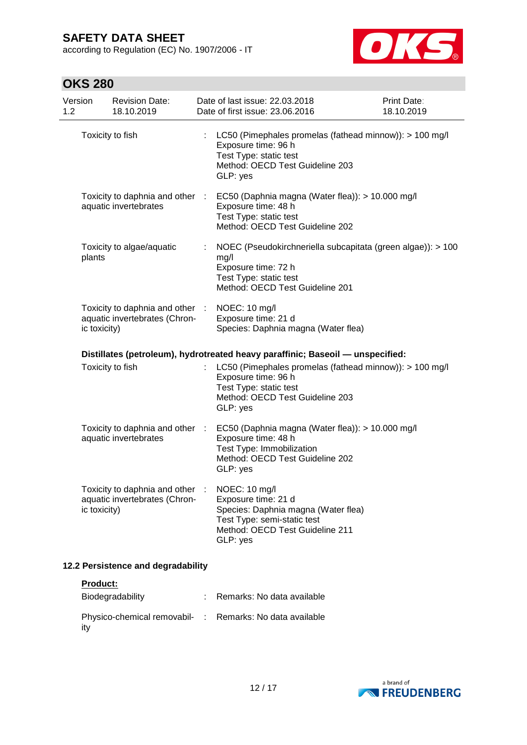| | | |
|---|---|---|
| Toxicity to fish | : | LC50 (Pimephales promelas (fathead minnow)): > 100 mg/l<br>Exposure time: 96 h<br>Test Type: static test<br>Method: OECD Test Guideline 203<br>GLP: yes |
| Toxicity to daphnia and other aquatic invertebrates | : | EC50 (Daphnia magna (Water flea)): > 10.000 mg/l<br>Exposure time: 48 h<br>Test Type: static test<br>Method: OECD Test Guideline 202 |
| Toxicity to algae/aquatic plants | : | NOEC (Pseudokirchneriella subcapitata (green algae)): > 100 mg/l<br>Exposure time: 72 h<br>Test Type: static test<br>Method: OECD Test Guideline 201 |
| Toxicity to daphnia and other aquatic invertebrates (Chronic toxicity) | : | NOEC: 10 mg/l<br>Exposure time: 21 d<br>Species: Daphnia magna (Water flea) |

**Distillates (petroleum), hydrotreated heavy paraffinic; Baseoil — unspecified:**

| | | |
|---|---|---|
| Toxicity to fish | : | LC50 (Pimephales promelas (fathead minnow)): > 100 mg/l<br>Exposure time: 96 h<br>Test Type: static test<br>Method: OECD Test Guideline 203<br>GLP: yes |
| Toxicity to daphnia and other aquatic invertebrates | : | EC50 (Daphnia magna (Water flea)): > 10.000 mg/l<br>Exposure time: 48 h<br>Test Type: Immobilization<br>Method: OECD Test Guideline 202<br>GLP: yes |
| Toxicity to daphnia and other aquatic invertebrates (Chronic toxicity) | : | NOEC: 10 mg/l<br>Exposure time: 21 d<br>Species: Daphnia magna (Water flea)<br>Test Type: semi-static test<br>Method: OECD Test Guideline 211<br>GLP: yes |

### 12.2 Persistence and degradability

**Product:**

| | | |
|---|---|---|
| Biodegradability | : | Remarks: No data available |
| Physico-chemical removability | : | Remarks: No data available |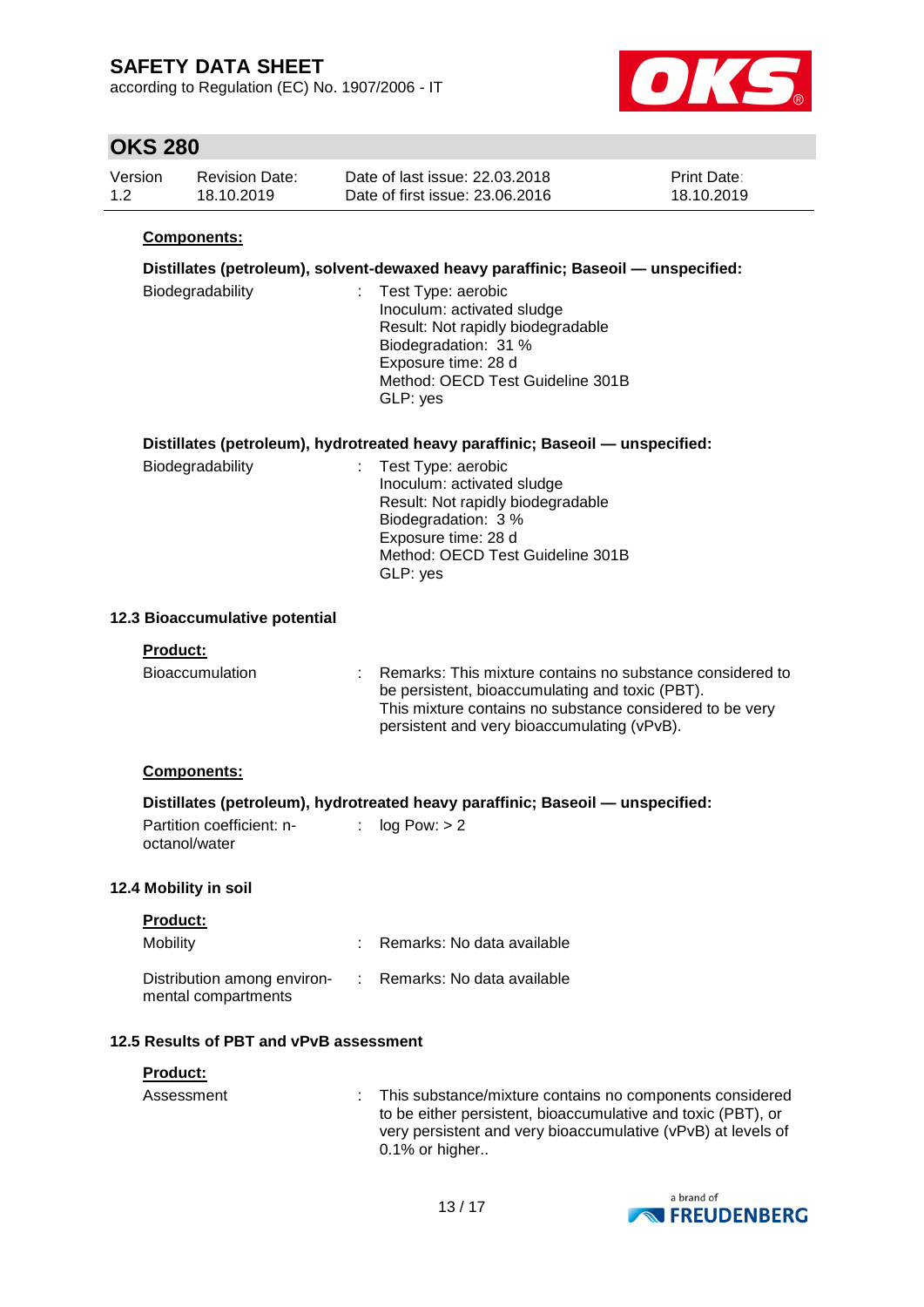**Components:**

**Distillates (petroleum), solvent-dewaxed heavy paraffinic; Baseoil — unspecified:**

| | | |
|---|---|---|
| Biodegradability | : | Test Type: aerobic<br>Inoculum: activated sludge<br>Result: Not rapidly biodegradable<br>Biodegradation: 31 %<br>Exposure time: 28 d<br>Method: OECD Test Guideline 301B<br>GLP: yes |

**Distillates (petroleum), hydrotreated heavy paraffinic; Baseoil — unspecified:**

| | | |
|---|---|---|
| Biodegradability | : | Test Type: aerobic<br>Inoculum: activated sludge<br>Result: Not rapidly biodegradable<br>Biodegradation: 3 %<br>Exposure time: 28 d<br>Method: OECD Test Guideline 301B<br>GLP: yes |

### 12.3 Bioaccumulative potential

**Product:**

| | | |
|---|---|---|
| Bioaccumulation | : | Remarks: This mixture contains no substance considered to be persistent, bioaccumulating and toxic (PBT).<br>This mixture contains no substance considered to be very persistent and very bioaccumulating (vPvB). |

**Components:**

**Distillates (petroleum), hydrotreated heavy paraffinic; Baseoil — unspecified:**

| | | |
|---|---|---|
| Partition coefficient: n-octanol/water | : | log Pow: > 2 |

### 12.4 Mobility in soil

**Product:**

| | | |
|---|---|---|
| Mobility | : | Remarks: No data available |
| Distribution among environmental compartments | : | Remarks: No data available |

### 12.5 Results of PBT and vPvB assessment

**Product:**

| | | |
|---|---|---|
| Assessment | : | This substance/mixture contains no components considered to be either persistent, bioaccumulative and toxic (PBT), or very persistent and very bioaccumulative (vPvB) at levels of 0.1% or higher.. |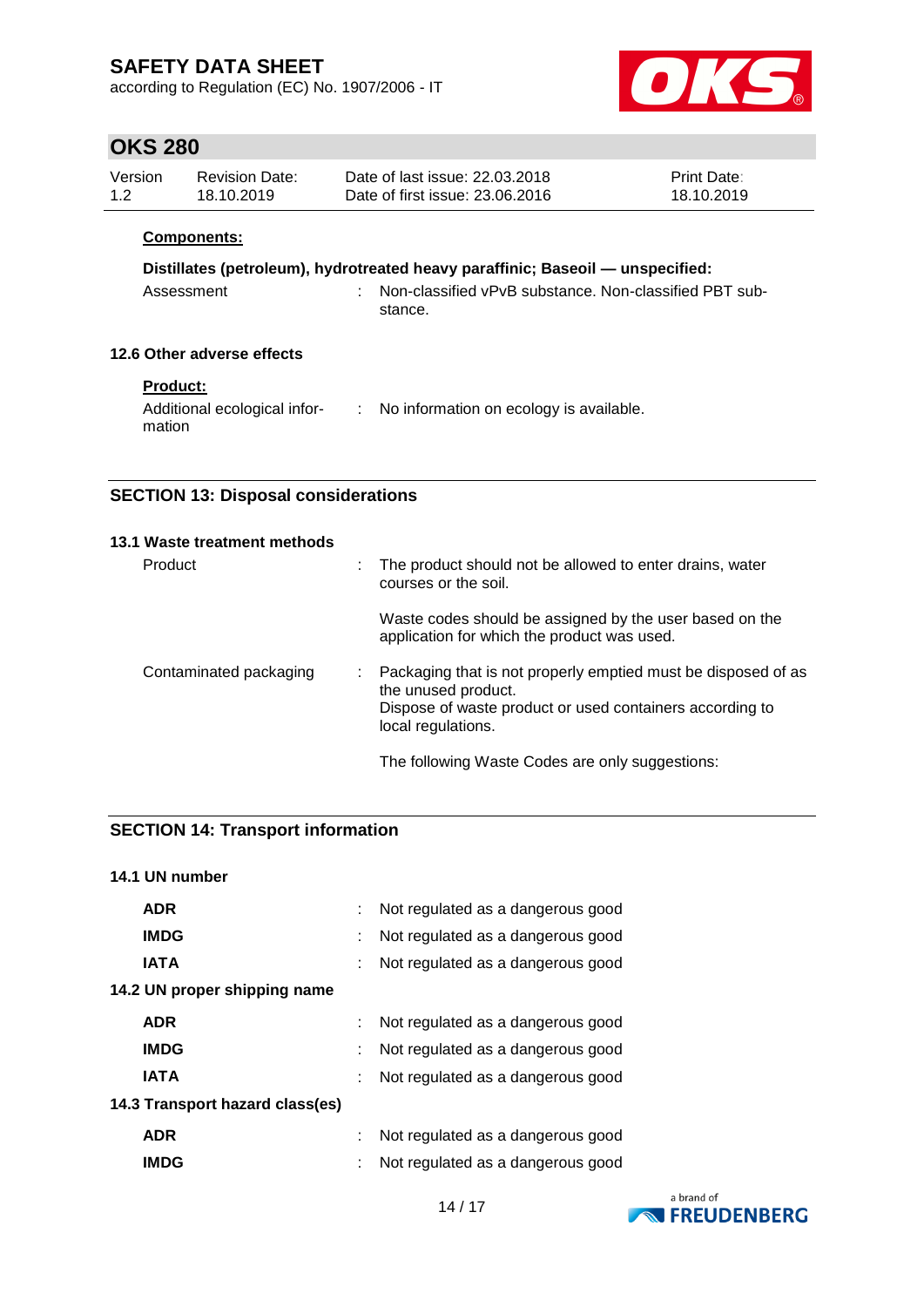**Components:**

**Distillates (petroleum), hydrotreated heavy paraffinic; Baseoil — unspecified:**

Assessment : Non-classified vPvB substance. Non-classified PBT substance.

### 12.6 Other adverse effects

**Product:**

Additional ecological information : No information on ecology is available.

## SECTION 13: Disposal considerations

### 13.1 Waste treatment methods

Product : The product should not be allowed to enter drains, water courses or the soil.

Waste codes should be assigned by the user based on the application for which the product was used.

Contaminated packaging : Packaging that is not properly emptied must be disposed of as the unused product.
Dispose of waste product or used containers according to local regulations.

The following Waste Codes are only suggestions:

## SECTION 14: Transport information

### 14.1 UN number

**ADR** : Not regulated as a dangerous good

**IMDG** : Not regulated as a dangerous good

**IATA** : Not regulated as a dangerous good

### 14.2 UN proper shipping name

**ADR** : Not regulated as a dangerous good

**IMDG** : Not regulated as a dangerous good

**IATA** : Not regulated as a dangerous good

### 14.3 Transport hazard class(es)

**ADR** : Not regulated as a dangerous good

**IMDG** : Not regulated as a dangerous good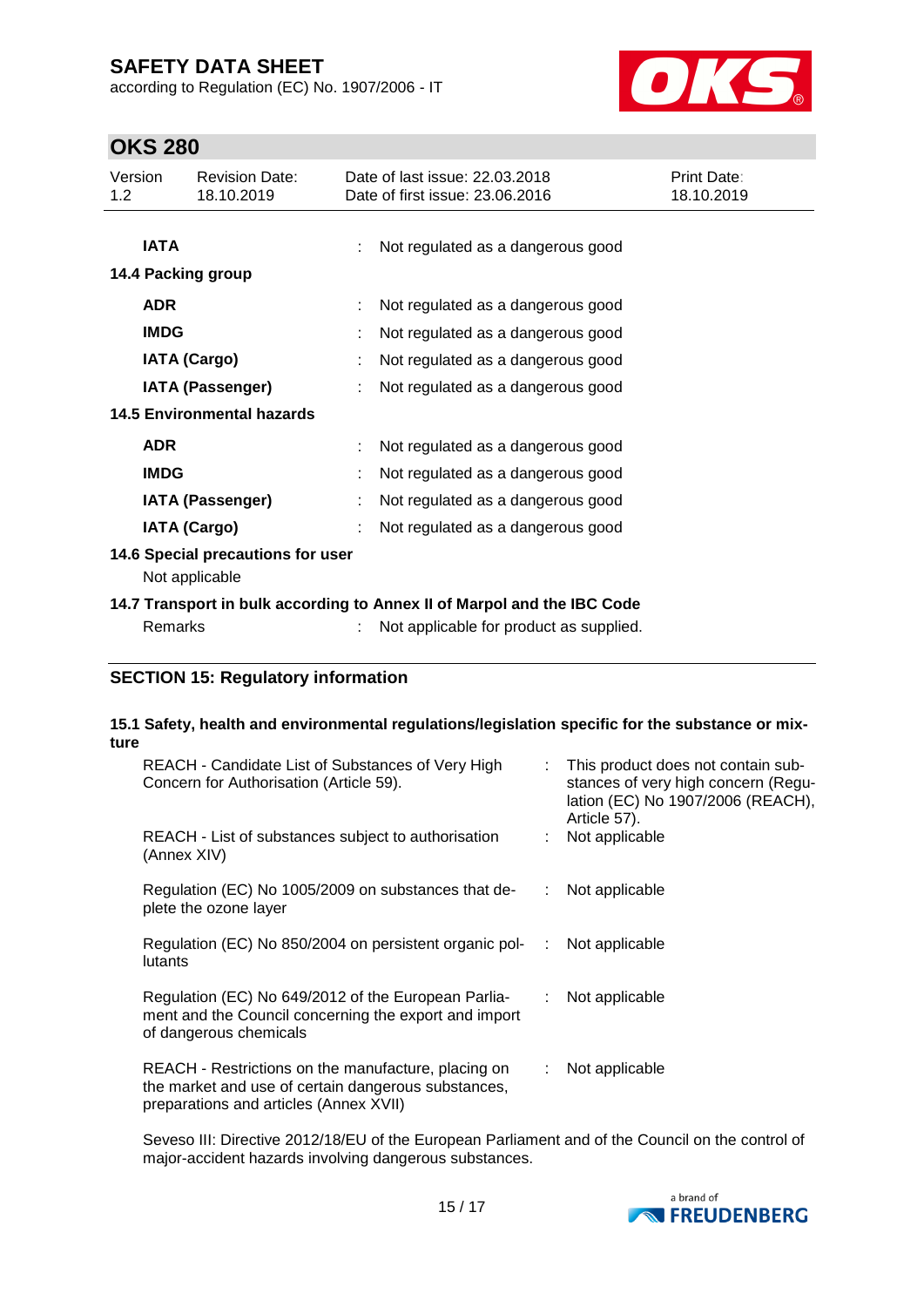| | | |
|---|---|---|
| **IATA** | : | Not regulated as a dangerous good |

**14.4 Packing group**

| | | |
|---|---|---|
| **ADR** | : | Not regulated as a dangerous good |
| **IMDG** | : | Not regulated as a dangerous good |
| **IATA (Cargo)** | : | Not regulated as a dangerous good |
| **IATA (Passenger)** | : | Not regulated as a dangerous good |

**14.5 Environmental hazards**

| | | |
|---|---|---|
| **ADR** | : | Not regulated as a dangerous good |
| **IMDG** | : | Not regulated as a dangerous good |
| **IATA (Passenger)** | : | Not regulated as a dangerous good |
| **IATA (Cargo)** | : | Not regulated as a dangerous good |

**14.6 Special precautions for user**

Not applicable

**14.7 Transport in bulk according to Annex II of Marpol and the IBC Code**

| | | |
|---|---|---|
| Remarks | : | Not applicable for product as supplied. |

## SECTION 15: Regulatory information

**15.1 Safety, health and environmental regulations/legislation specific for the substance or mixture**

| | | |
|---|---|---|
| REACH - Candidate List of Substances of Very High Concern for Authorisation (Article 59). | : | This product does not contain substances of very high concern (Regulation (EC) No 1907/2006 (REACH), Article 57). |
| REACH - List of substances subject to authorisation (Annex XIV) | : | Not applicable |
| Regulation (EC) No 1005/2009 on substances that deplete the ozone layer | : | Not applicable |
| Regulation (EC) No 850/2004 on persistent organic pollutants | : | Not applicable |
| Regulation (EC) No 649/2012 of the European Parliament and the Council concerning the export and import of dangerous chemicals | : | Not applicable |
| REACH - Restrictions on the manufacture, placing on the market and use of certain dangerous substances, preparations and articles (Annex XVII) | : | Not applicable |

Seveso III: Directive 2012/18/EU of the European Parliament and of the Council on the control of major-accident hazards involving dangerous substances.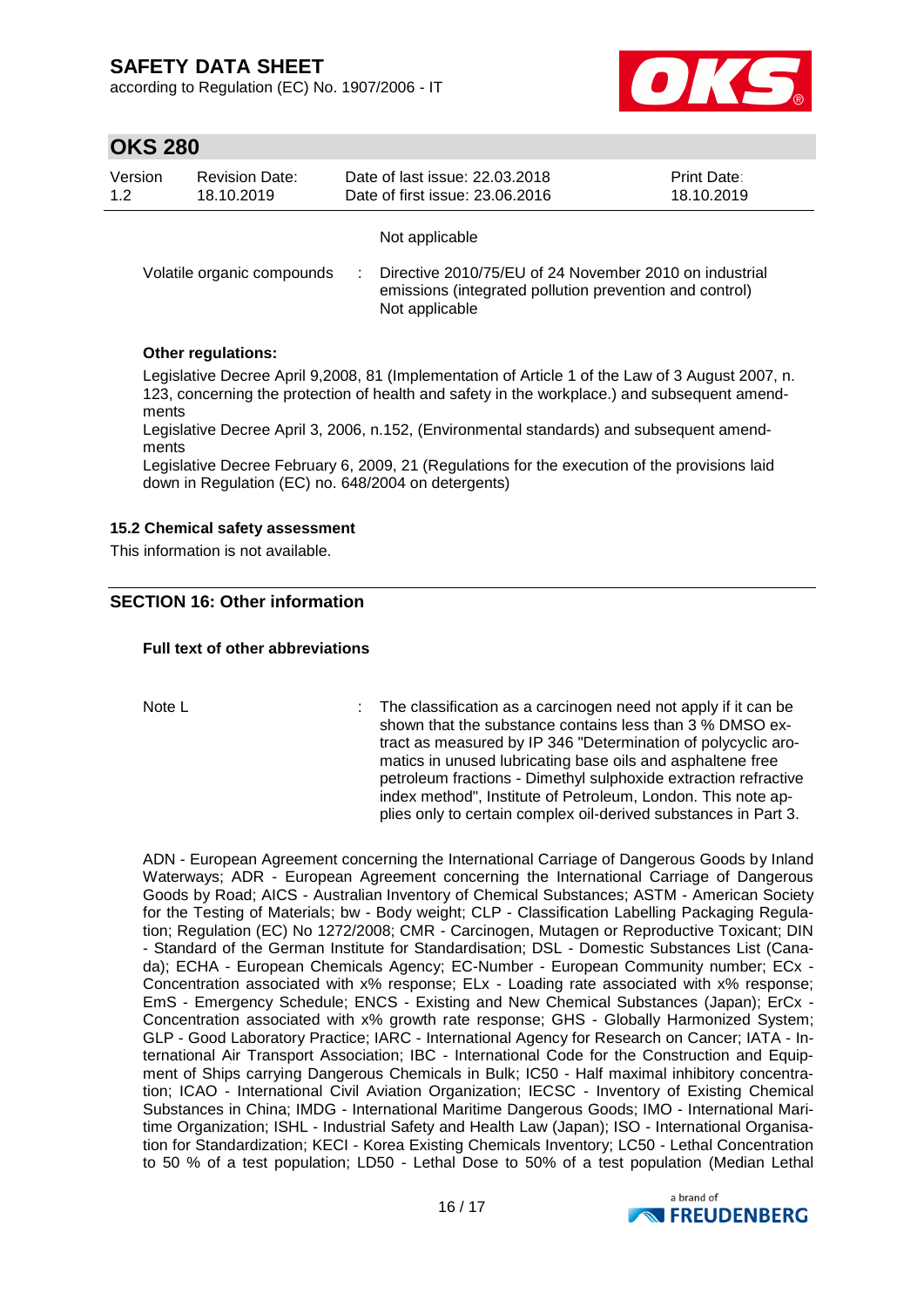Not applicable

Volatile organic compounds : Directive 2010/75/EU of 24 November 2010 on industrial emissions (integrated pollution prevention and control)
Not applicable

**Other regulations:**

Legislative Decree April 9,2008, 81 (Implementation of Article 1 of the Law of 3 August 2007, n. 123, concerning the protection of health and safety in the workplace.) and subsequent amendments
Legislative Decree April 3, 2006, n.152, (Environmental standards) and subsequent amendments
Legislative Decree February 6, 2009, 21 (Regulations for the execution of the provisions laid down in Regulation (EC) no. 648/2004 on detergents)

### 15.2 Chemical safety assessment

This information is not available.

## SECTION 16: Other information

**Full text of other abbreviations**

Note L : The classification as a carcinogen need not apply if it can be shown that the substance contains less than 3 % DMSO extract as measured by IP 346 "Determination of polycyclic aromatics in unused lubricating base oils and asphaltene free petroleum fractions - Dimethyl sulphoxide extraction refractive index method", Institute of Petroleum, London. This note applies only to certain complex oil-derived substances in Part 3.

ADN - European Agreement concerning the International Carriage of Dangerous Goods by Inland Waterways; ADR - European Agreement concerning the International Carriage of Dangerous Goods by Road; AICS - Australian Inventory of Chemical Substances; ASTM - American Society for the Testing of Materials; bw - Body weight; CLP - Classification Labelling Packaging Regulation; Regulation (EC) No 1272/2008; CMR - Carcinogen, Mutagen or Reproductive Toxicant; DIN - Standard of the German Institute for Standardisation; DSL - Domestic Substances List (Canada); ECHA - European Chemicals Agency; EC-Number - European Community number; ECx - Concentration associated with x% response; ELx - Loading rate associated with x% response; EmS - Emergency Schedule; ENCS - Existing and New Chemical Substances (Japan); ErCx - Concentration associated with x% growth rate response; GHS - Globally Harmonized System; GLP - Good Laboratory Practice; IARC - International Agency for Research on Cancer; IATA - International Air Transport Association; IBC - International Code for the Construction and Equipment of Ships carrying Dangerous Chemicals in Bulk; IC50 - Half maximal inhibitory concentration; ICAO - International Civil Aviation Organization; IECSC - Inventory of Existing Chemical Substances in China; IMDG - International Maritime Dangerous Goods; IMO - International Maritime Organization; ISHL - Industrial Safety and Health Law (Japan); ISO - International Organisation for Standardization; KECI - Korea Existing Chemicals Inventory; LC50 - Lethal Concentration to 50 % of a test population; LD50 - Lethal Dose to 50% of a test population (Median Lethal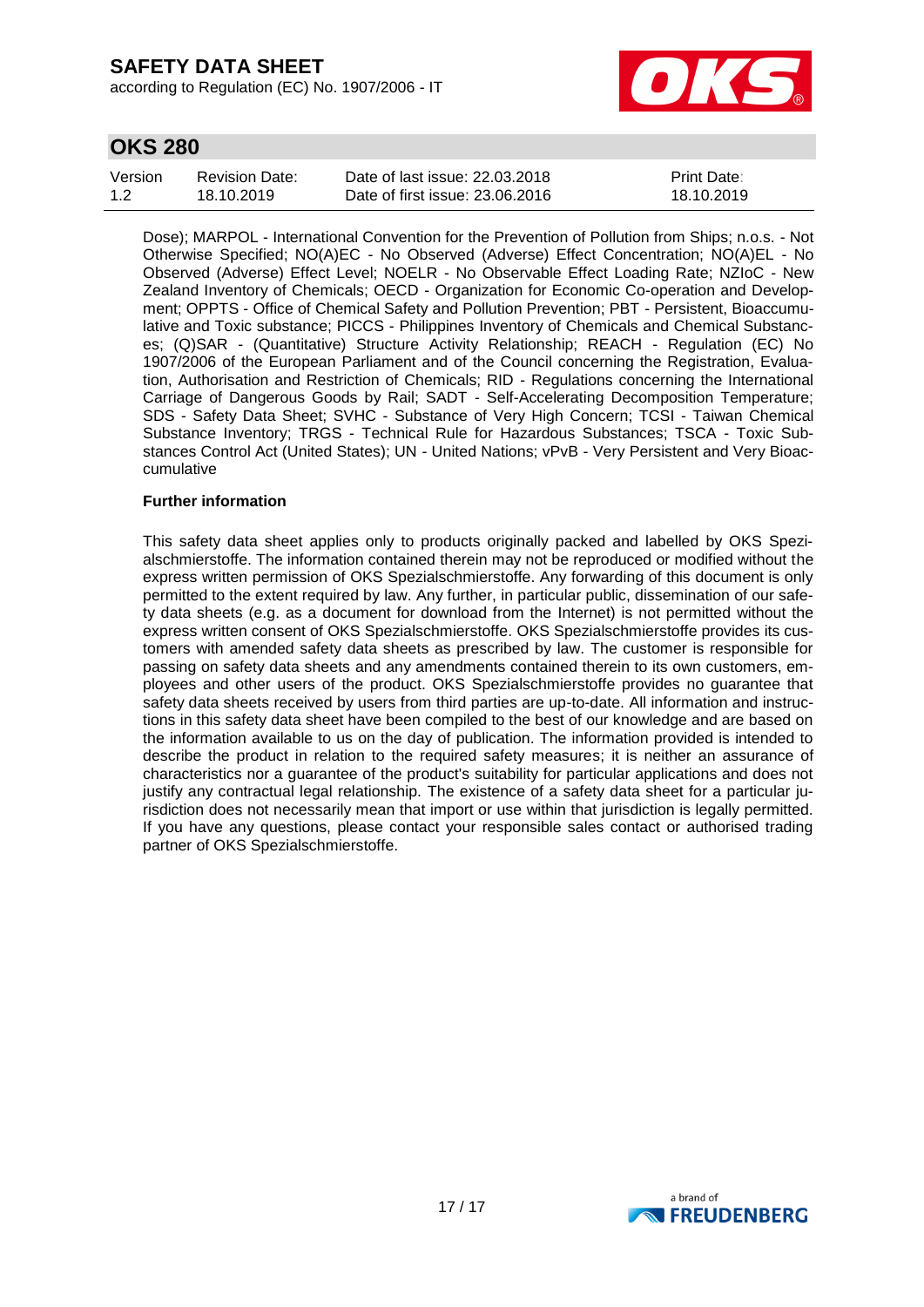Dose); MARPOL - International Convention for the Prevention of Pollution from Ships; n.o.s. - Not Otherwise Specified; NO(A)EC - No Observed (Adverse) Effect Concentration; NO(A)EL - No Observed (Adverse) Effect Level; NOELR - No Observable Effect Loading Rate; NZIoC - New Zealand Inventory of Chemicals; OECD - Organization for Economic Co-operation and Development; OPPTS - Office of Chemical Safety and Pollution Prevention; PBT - Persistent, Bioaccumulative and Toxic substance; PICCS - Philippines Inventory of Chemicals and Chemical Substances; (Q)SAR - (Quantitative) Structure Activity Relationship; REACH - Regulation (EC) No 1907/2006 of the European Parliament and of the Council concerning the Registration, Evaluation, Authorisation and Restriction of Chemicals; RID - Regulations concerning the International Carriage of Dangerous Goods by Rail; SADT - Self-Accelerating Decomposition Temperature; SDS - Safety Data Sheet; SVHC - Substance of Very High Concern; TCSI - Taiwan Chemical Substance Inventory; TRGS - Technical Rule for Hazardous Substances; TSCA - Toxic Substances Control Act (United States); UN - United Nations; vPvB - Very Persistent and Very Bioaccumulative

**Further information**

This safety data sheet applies only to products originally packed and labelled by OKS Spezialschmierstoffe. The information contained therein may not be reproduced or modified without the express written permission of OKS Spezialschmierstoffe. Any forwarding of this document is only permitted to the extent required by law. Any further, in particular public, dissemination of our safety data sheets (e.g. as a document for download from the Internet) is not permitted without the express written consent of OKS Spezialschmierstoffe. OKS Spezialschmierstoffe provides its customers with amended safety data sheets as prescribed by law. The customer is responsible for passing on safety data sheets and any amendments contained therein to its own customers, employees and other users of the product. OKS Spezialschmierstoffe provides no guarantee that safety data sheets received by users from third parties are up-to-date. All information and instructions in this safety data sheet have been compiled to the best of our knowledge and are based on the information available to us on the day of publication. The information provided is intended to describe the product in relation to the required safety measures; it is neither an assurance of characteristics nor a guarantee of the product's suitability for particular applications and does not justify any contractual legal relationship. The existence of a safety data sheet for a particular jurisdiction does not necessarily mean that import or use within that jurisdiction is legally permitted. If you have any questions, please contact your responsible sales contact or authorised trading partner of OKS Spezialschmierstoffe.